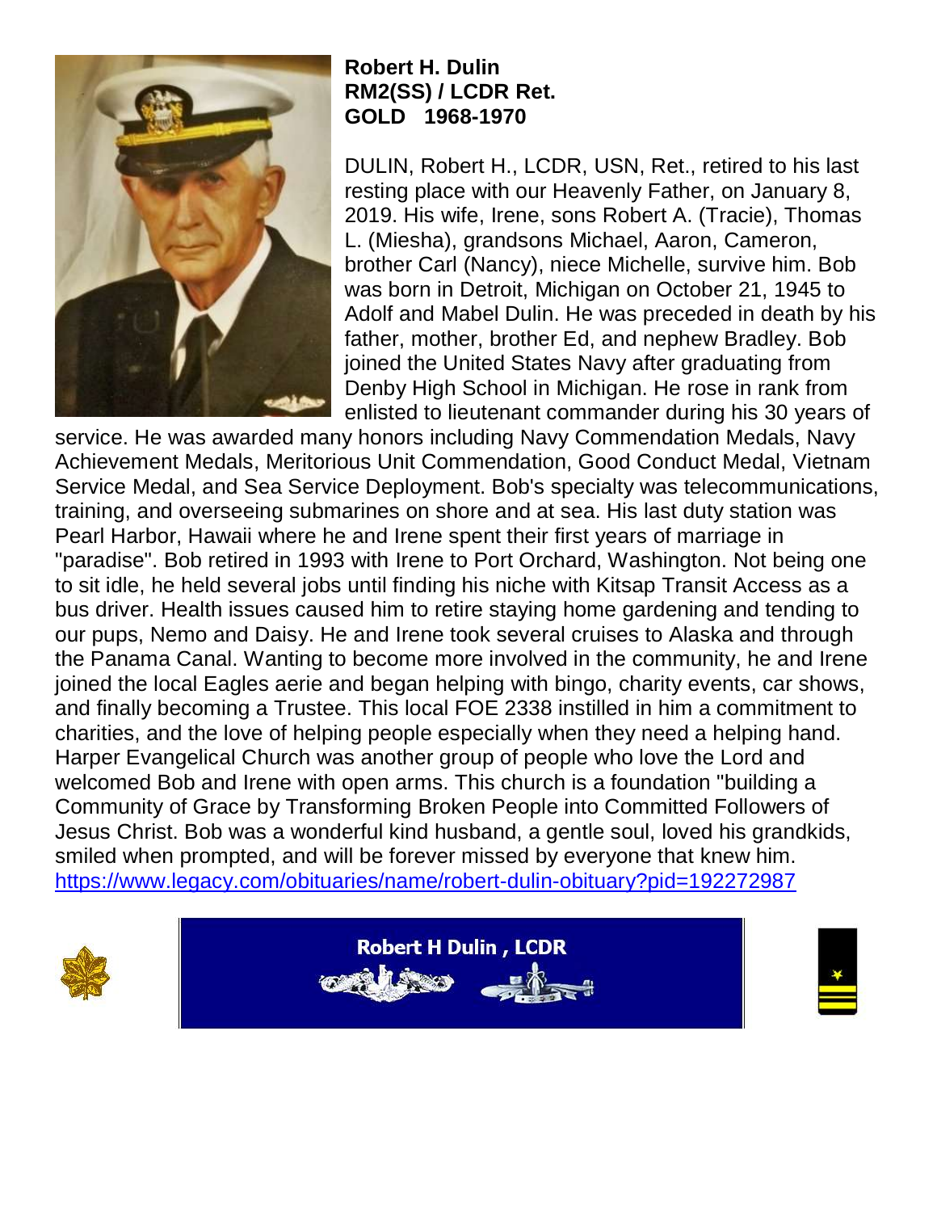**Robert H. Dulin**
**RM2(SS) / LCDR Ret.**
**GOLD 1968-1970**

DULIN, Robert H., LCDR, USN, Ret., retired to his last resting place with our Heavenly Father, on January 8, 2019. His wife, Irene, sons Robert A. (Tracie), Thomas L. (Miesha), grandsons Michael, Aaron, Cameron, brother Carl (Nancy), niece Michelle, survive him. Bob was born in Detroit, Michigan on October 21, 1945 to Adolf and Mabel Dulin. He was preceded in death by his father, mother, brother Ed, and nephew Bradley. Bob joined the United States Navy after graduating from Denby High School in Michigan. He rose in rank from enlisted to lieutenant commander during his 30 years of service. He was awarded many honors including Navy Commendation Medals, Navy Achievement Medals, Meritorious Unit Commendation, Good Conduct Medal, Vietnam Service Medal, and Sea Service Deployment. Bob's specialty was telecommunications, training, and overseeing submarines on shore and at sea. His last duty station was Pearl Harbor, Hawaii where he and Irene spent their first years of marriage in "paradise". Bob retired in 1993 with Irene to Port Orchard, Washington. Not being one to sit idle, he held several jobs until finding his niche with Kitsap Transit Access as a bus driver. Health issues caused him to retire staying home gardening and tending to our pups, Nemo and Daisy. He and Irene took several cruises to Alaska and through the Panama Canal. Wanting to become more involved in the community, he and Irene joined the local Eagles aerie and began helping with bingo, charity events, car shows, and finally becoming a Trustee. This local FOE 2338 instilled in him a commitment to charities, and the love of helping people especially when they need a helping hand. Harper Evangelical Church was another group of people who love the Lord and welcomed Bob and Irene with open arms. This church is a foundation "building a Community of Grace by Transforming Broken People into Committed Followers of Jesus Christ. Bob was a wonderful kind husband, a gentle soul, loved his grandkids, smiled when prompted, and will be forever missed by everyone that knew him.
https://www.legacy.com/obituaries/name/robert-dulin-obituary?pid=192272987

**Robert H Dulin , LCDR**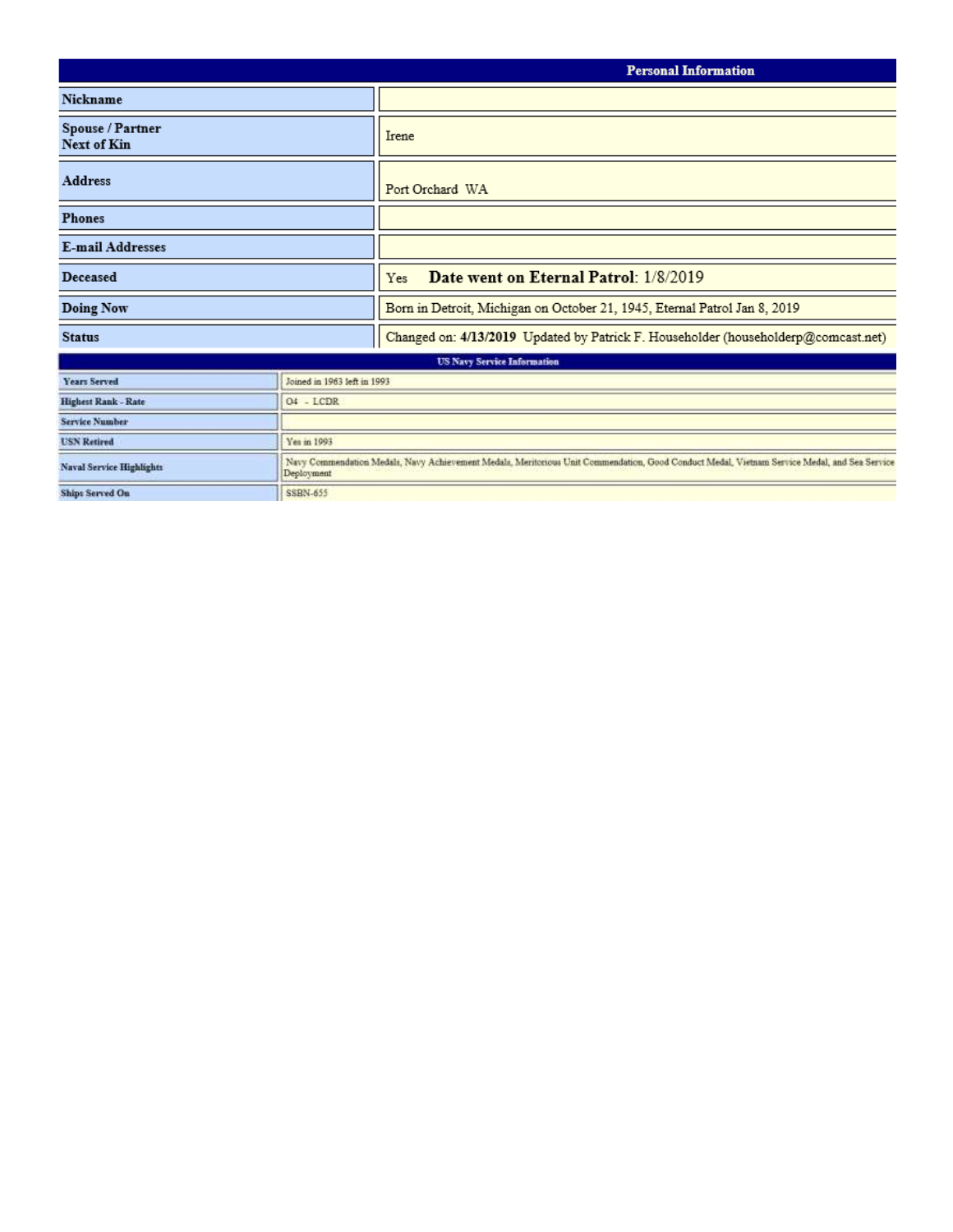| Personal Information | |
|---|---|
| Nickname | |
| Spouse / Partner Next of Kin | Irene |
| Address | Port Orchard WA |
| Phones | |
| E-mail Addresses | |
| Deceased | Yes **Date went on Eternal Patrol**: 1/8/2019 |
| Doing Now | Born in Detroit, Michigan on October 21, 1945, Eternal Patrol Jan 8, 2019 |
| Status | Changed on: **4/13/2019** Updated by Patrick F. Householder (householderp@comcast.net) |

| US Navy Service Information | |
|---|---|
| Years Served | Joined in 1963 left in 1993 |
| Highest Rank - Rate | O4 - LCDR |
| Service Number | |
| USN Retired | Yes in 1993 |
| Naval Service Highlights | Navy Commendation Medals, Navy Achievement Medals, Meritorious Unit Commendation, Good Conduct Medal, Vietnam Service Medal, and Sea Service Deployment |
| Ships Served On | SSBN-655 |